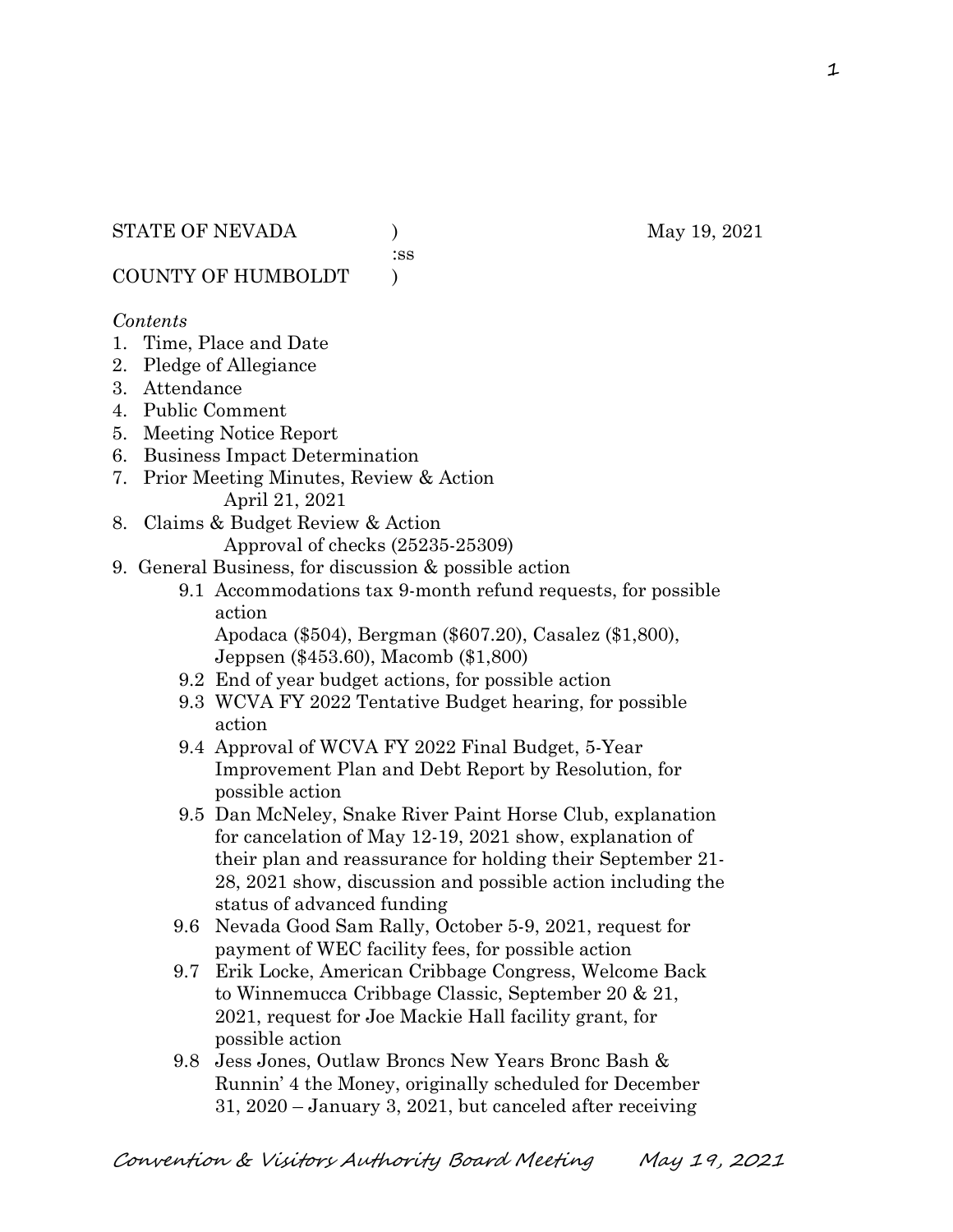STATE OF NEVADA ) May 19, 2021
:ss
COUNTY OF HUMBOLDT )

*Contents*

1. Time, Place and Date
2. Pledge of Allegiance
3. Attendance
4. Public Comment
5. Meeting Notice Report
6. Business Impact Determination
7. Prior Meeting Minutes, Review & Action
   April 21, 2021
8. Claims & Budget Review & Action
   Approval of checks (25235-25309)
9. General Business, for discussion & possible action
   - 9.1 Accommodations tax 9-month refund requests, for possible action
     Apodaca ($504), Bergman ($607.20), Casalez ($1,800), Jeppsen ($453.60), Macomb ($1,800)
   - 9.2 End of year budget actions, for possible action
   - 9.3 WCVA FY 2022 Tentative Budget hearing, for possible action
   - 9.4 Approval of WCVA FY 2022 Final Budget, 5-Year Improvement Plan and Debt Report by Resolution, for possible action
   - 9.5 Dan McNeley, Snake River Paint Horse Club, explanation for cancelation of May 12-19, 2021 show, explanation of their plan and reassurance for holding their September 21-28, 2021 show, discussion and possible action including the status of advanced funding
   - 9.6 Nevada Good Sam Rally, October 5-9, 2021, request for payment of WEC facility fees, for possible action
   - 9.7 Erik Locke, American Cribbage Congress, Welcome Back to Winnemucca Cribbage Classic, September 20 & 21, 2021, request for Joe Mackie Hall facility grant, for possible action
   - 9.8 Jess Jones, Outlaw Broncs New Years Bronc Bash & Runnin' 4 the Money, originally scheduled for December 31, 2020 – January 3, 2021, but canceled after receiving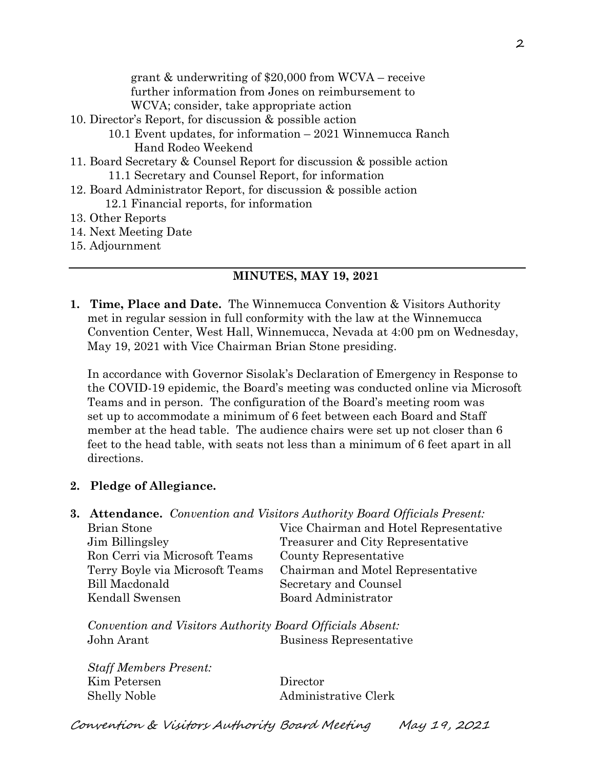grant & underwriting of $20,000 from WCVA – receive further information from Jones on reimbursement to WCVA; consider, take appropriate action

10. Director's Report, for discussion & possible action
    - 10.1 Event updates, for information – 2021 Winnemucca Ranch Hand Rodeo Weekend
11. Board Secretary & Counsel Report for discussion & possible action
    - 11.1 Secretary and Counsel Report, for information
12. Board Administrator Report, for discussion & possible action
    - 12.1 Financial reports, for information
13. Other Reports
14. Next Meeting Date
15. Adjournment

---

## MINUTES, MAY 19, 2021

**1. Time, Place and Date.** The Winnemucca Convention & Visitors Authority met in regular session in full conformity with the law at the Winnemucca Convention Center, West Hall, Winnemucca, Nevada at 4:00 pm on Wednesday, May 19, 2021 with Vice Chairman Brian Stone presiding.

In accordance with Governor Sisolak's Declaration of Emergency in Response to the COVID-19 epidemic, the Board's meeting was conducted online via Microsoft Teams and in person. The configuration of the Board's meeting room was set up to accommodate a minimum of 6 feet between each Board and Staff member at the head table. The audience chairs were set up not closer than 6 feet to the head table, with seats not less than a minimum of 6 feet apart in all directions.

**2. Pledge of Allegiance.**

**3. Attendance.** *Convention and Visitors Authority Board Officials Present:*

| | |
|---|---|
| Brian Stone | Vice Chairman and Hotel Representative |
| Jim Billingsley | Treasurer and City Representative |
| Ron Cerri via Microsoft Teams | County Representative |
| Terry Boyle via Microsoft Teams | Chairman and Motel Representative |
| Bill Macdonald | Secretary and Counsel |
| Kendall Swensen | Board Administrator |

*Convention and Visitors Authority Board Officials Absent:*

| | |
|---|---|
| John Arant | Business Representative |

*Staff Members Present:*

| | |
|---|---|
| Kim Petersen | Director |
| Shelly Noble | Administrative Clerk |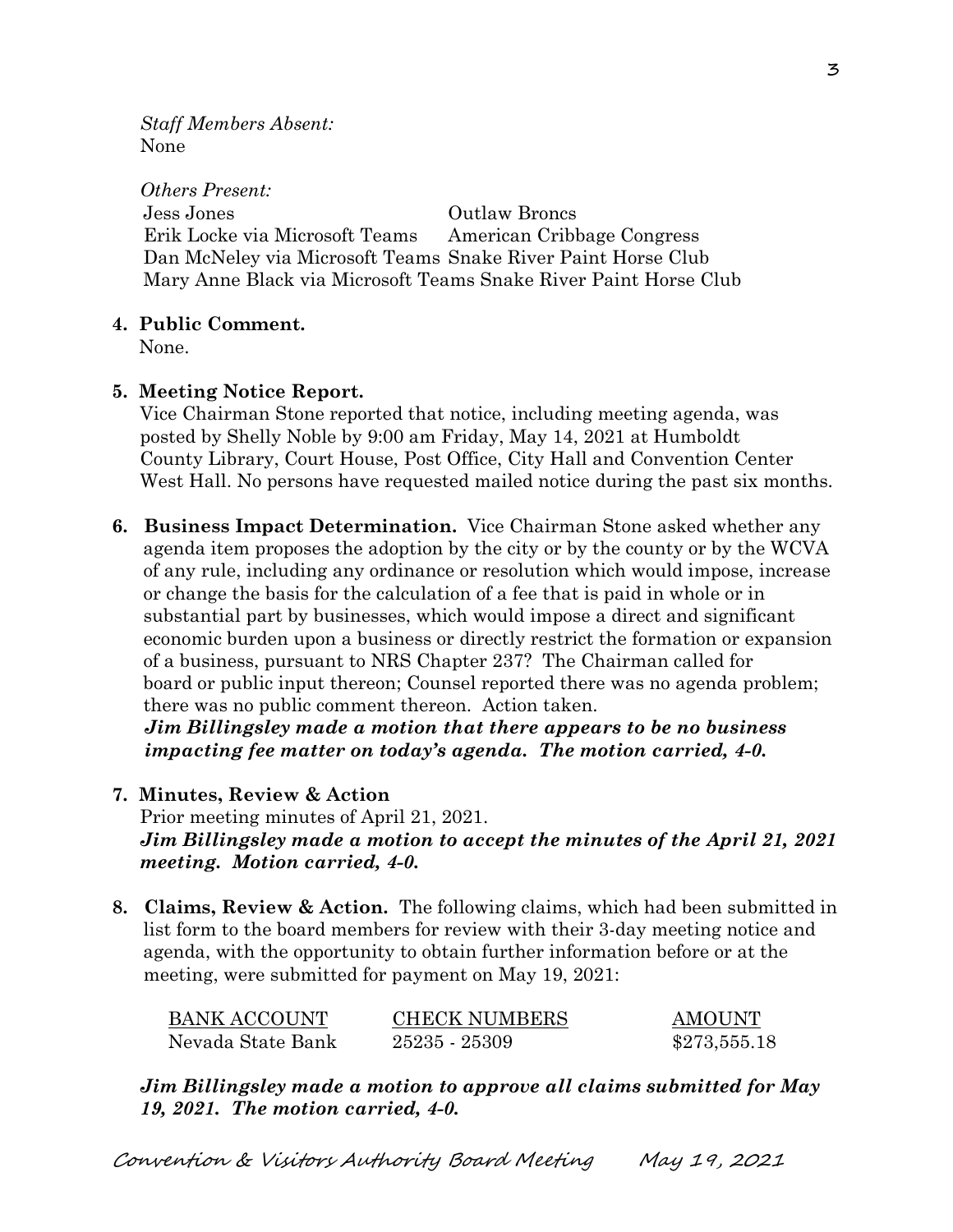*Staff Members Absent:*
None

*Others Present:*

| | |
|---|---|
| Jess Jones | Outlaw Broncs |
| Erik Locke via Microsoft Teams | American Cribbage Congress |
| Dan McNeley via Microsoft Teams | Snake River Paint Horse Club |
| Mary Anne Black via Microsoft Teams | Snake River Paint Horse Club |

**4. Public Comment.**
None.

**5. Meeting Notice Report.**
Vice Chairman Stone reported that notice, including meeting agenda, was posted by Shelly Noble by 9:00 am Friday, May 14, 2021 at Humboldt County Library, Court House, Post Office, City Hall and Convention Center West Hall. No persons have requested mailed notice during the past six months.

**6. Business Impact Determination.** Vice Chairman Stone asked whether any agenda item proposes the adoption by the city or by the county or by the WCVA of any rule, including any ordinance or resolution which would impose, increase or change the basis for the calculation of a fee that is paid in whole or in substantial part by businesses, which would impose a direct and significant economic burden upon a business or directly restrict the formation or expansion of a business, pursuant to NRS Chapter 237? The Chairman called for board or public input thereon; Counsel reported there was no agenda problem; there was no public comment thereon. Action taken.
***Jim Billingsley made a motion that there appears to be no business impacting fee matter on today's agenda. The motion carried, 4-0.***

**7. Minutes, Review & Action**
Prior meeting minutes of April 21, 2021.
***Jim Billingsley made a motion to accept the minutes of the April 21, 2021 meeting. Motion carried, 4-0.***

**8. Claims, Review & Action.** The following claims, which had been submitted in list form to the board members for review with their 3-day meeting notice and agenda, with the opportunity to obtain further information before or at the meeting, were submitted for payment on May 19, 2021:

| BANK ACCOUNT | CHECK NUMBERS | AMOUNT |
|---|---|---|
| Nevada State Bank | 25235 - 25309 | $273,555.18 |

***Jim Billingsley made a motion to approve all claims submitted for May 19, 2021. The motion carried, 4-0.***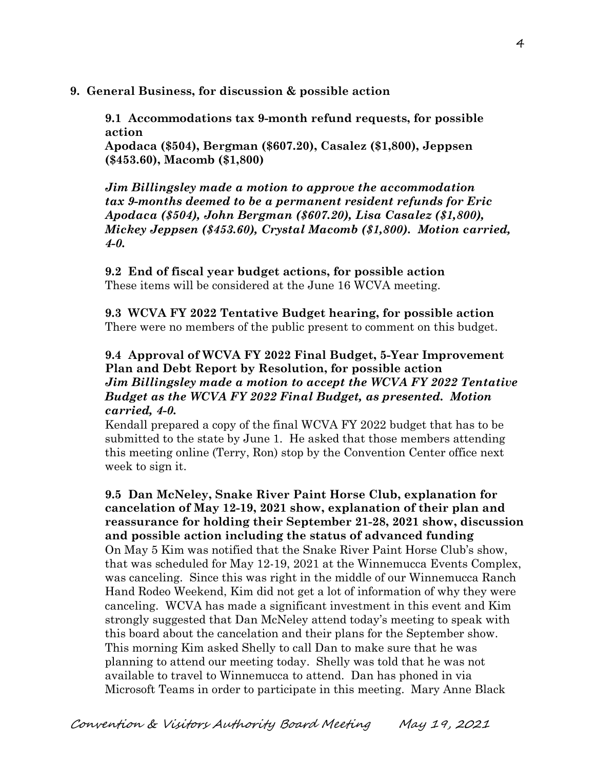**9. General Business, for discussion & possible action**

**9.1 Accommodations tax 9-month refund requests, for possible action**
**Apodaca ($504), Bergman ($607.20), Casalez ($1,800), Jeppsen ($453.60), Macomb ($1,800)**

***Jim Billingsley made a motion to approve the accommodation tax 9-months deemed to be a permanent resident refunds for Eric Apodaca ($504), John Bergman ($607.20), Lisa Casalez ($1,800), Mickey Jeppsen ($453.60), Crystal Macomb ($1,800). Motion carried, 4-0.***

**9.2 End of fiscal year budget actions, for possible action**
These items will be considered at the June 16 WCVA meeting.

**9.3 WCVA FY 2022 Tentative Budget hearing, for possible action**
There were no members of the public present to comment on this budget.

**9.4 Approval of WCVA FY 2022 Final Budget, 5-Year Improvement Plan and Debt Report by Resolution, for possible action**
***Jim Billingsley made a motion to accept the WCVA FY 2022 Tentative Budget as the WCVA FY 2022 Final Budget, as presented. Motion carried, 4-0.***
Kendall prepared a copy of the final WCVA FY 2022 budget that has to be submitted to the state by June 1. He asked that those members attending this meeting online (Terry, Ron) stop by the Convention Center office next week to sign it.

**9.5 Dan McNeley, Snake River Paint Horse Club, explanation for cancelation of May 12-19, 2021 show, explanation of their plan and reassurance for holding their September 21-28, 2021 show, discussion and possible action including the status of advanced funding**
On May 5 Kim was notified that the Snake River Paint Horse Club's show, that was scheduled for May 12-19, 2021 at the Winnemucca Events Complex, was canceling. Since this was right in the middle of our Winnemucca Ranch Hand Rodeo Weekend, Kim did not get a lot of information of why they were canceling. WCVA has made a significant investment in this event and Kim strongly suggested that Dan McNeley attend today's meeting to speak with this board about the cancelation and their plans for the September show. This morning Kim asked Shelly to call Dan to make sure that he was planning to attend our meeting today. Shelly was told that he was not available to travel to Winnemucca to attend. Dan has phoned in via Microsoft Teams in order to participate in this meeting. Mary Anne Black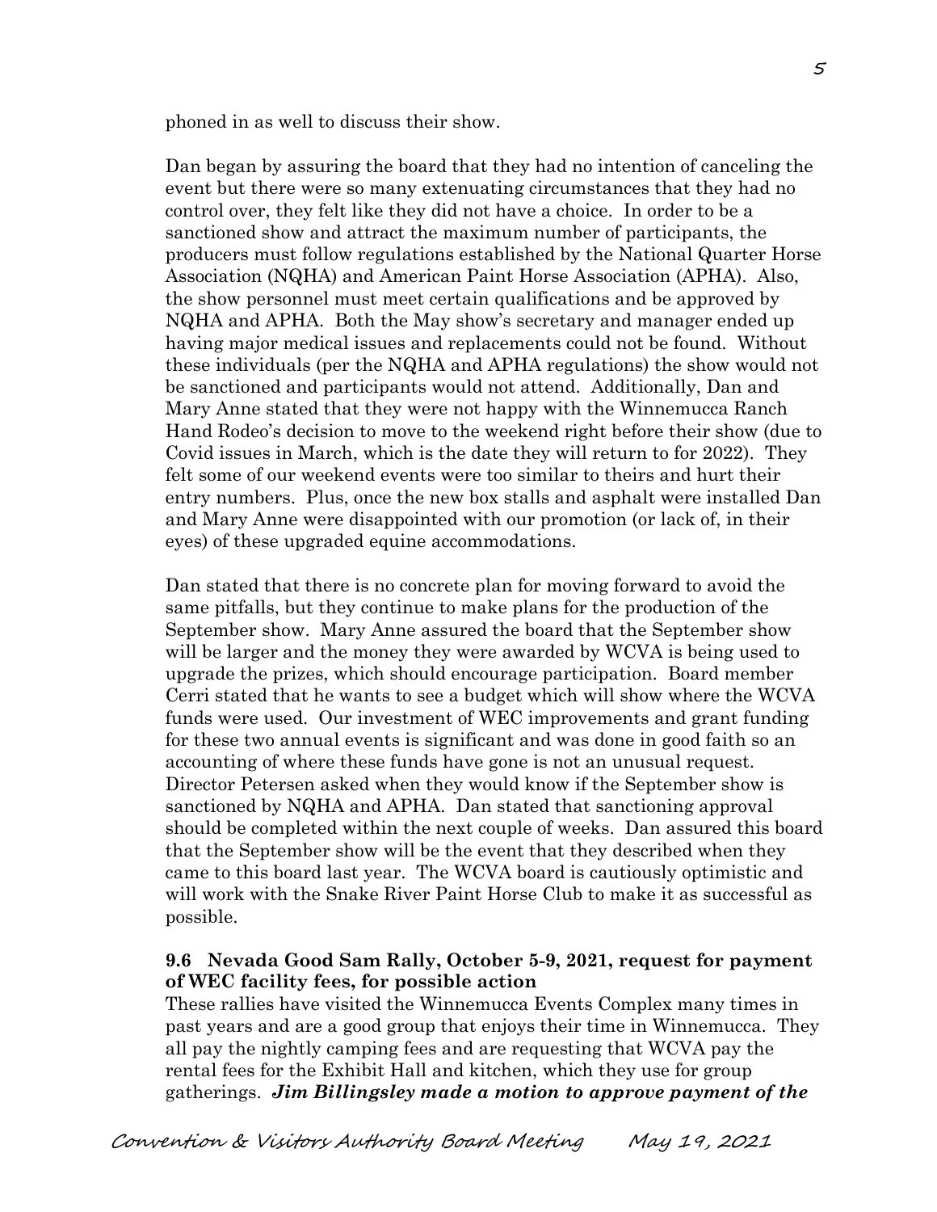phoned in as well to discuss their show.

Dan began by assuring the board that they had no intention of canceling the event but there were so many extenuating circumstances that they had no control over, they felt like they did not have a choice. In order to be a sanctioned show and attract the maximum number of participants, the producers must follow regulations established by the National Quarter Horse Association (NQHA) and American Paint Horse Association (APHA). Also, the show personnel must meet certain qualifications and be approved by NQHA and APHA. Both the May show's secretary and manager ended up having major medical issues and replacements could not be found. Without these individuals (per the NQHA and APHA regulations) the show would not be sanctioned and participants would not attend. Additionally, Dan and Mary Anne stated that they were not happy with the Winnemucca Ranch Hand Rodeo's decision to move to the weekend right before their show (due to Covid issues in March, which is the date they will return to for 2022). They felt some of our weekend events were too similar to theirs and hurt their entry numbers. Plus, once the new box stalls and asphalt were installed Dan and Mary Anne were disappointed with our promotion (or lack of, in their eyes) of these upgraded equine accommodations.

Dan stated that there is no concrete plan for moving forward to avoid the same pitfalls, but they continue to make plans for the production of the September show. Mary Anne assured the board that the September show will be larger and the money they were awarded by WCVA is being used to upgrade the prizes, which should encourage participation. Board member Cerri stated that he wants to see a budget which will show where the WCVA funds were used. Our investment of WEC improvements and grant funding for these two annual events is significant and was done in good faith so an accounting of where these funds have gone is not an unusual request. Director Petersen asked when they would know if the September show is sanctioned by NQHA and APHA. Dan stated that sanctioning approval should be completed within the next couple of weeks. Dan assured this board that the September show will be the event that they described when they came to this board last year. The WCVA board is cautiously optimistic and will work with the Snake River Paint Horse Club to make it as successful as possible.

**9.6 Nevada Good Sam Rally, October 5-9, 2021, request for payment of WEC facility fees, for possible action**

These rallies have visited the Winnemucca Events Complex many times in past years and are a good group that enjoys their time in Winnemucca. They all pay the nightly camping fees and are requesting that WCVA pay the rental fees for the Exhibit Hall and kitchen, which they use for group gatherings. ***Jim Billingsley made a motion to approve payment of the***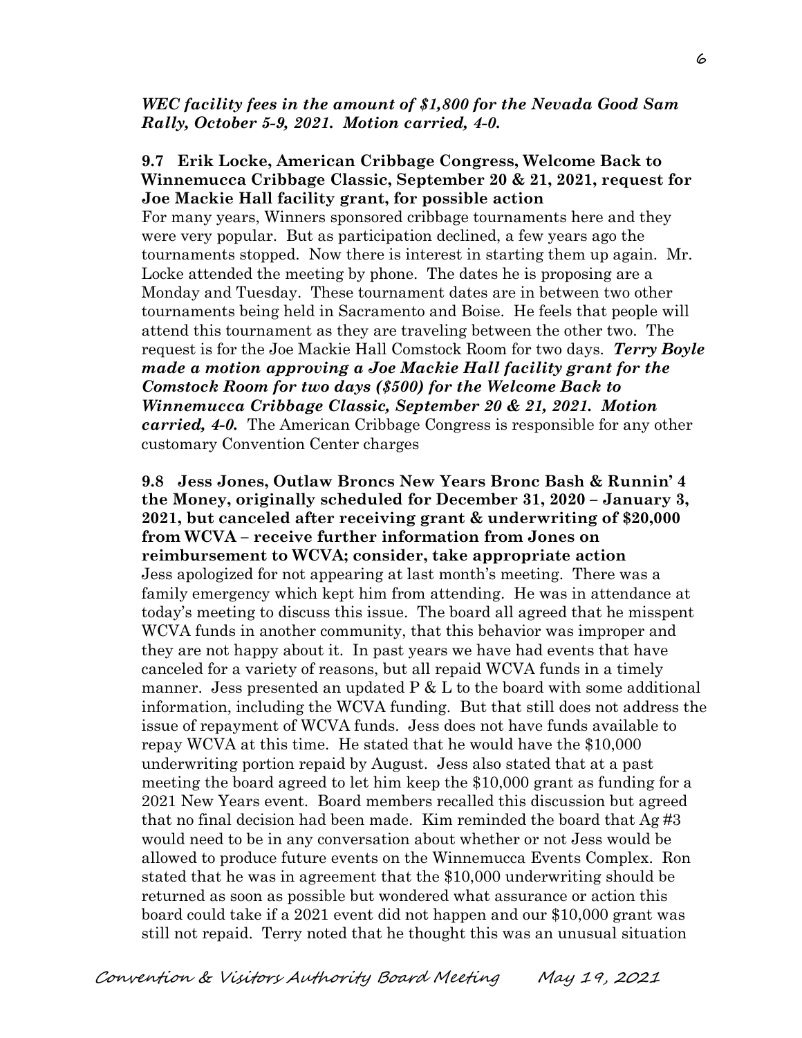***WEC facility fees in the amount of $1,800 for the Nevada Good Sam Rally, October 5-9, 2021. Motion carried, 4-0.***

**9.7 Erik Locke, American Cribbage Congress, Welcome Back to Winnemucca Cribbage Classic, September 20 & 21, 2021, request for Joe Mackie Hall facility grant, for possible action**

For many years, Winners sponsored cribbage tournaments here and they were very popular. But as participation declined, a few years ago the tournaments stopped. Now there is interest in starting them up again. Mr. Locke attended the meeting by phone. The dates he is proposing are a Monday and Tuesday. These tournament dates are in between two other tournaments being held in Sacramento and Boise. He feels that people will attend this tournament as they are traveling between the other two. The request is for the Joe Mackie Hall Comstock Room for two days. ***Terry Boyle made a motion approving a Joe Mackie Hall facility grant for the Comstock Room for two days ($500) for the Welcome Back to Winnemucca Cribbage Classic, September 20 & 21, 2021. Motion carried, 4-0.*** The American Cribbage Congress is responsible for any other customary Convention Center charges

**9.8 Jess Jones, Outlaw Broncs New Years Bronc Bash & Runnin' 4 the Money, originally scheduled for December 31, 2020 – January 3, 2021, but canceled after receiving grant & underwriting of $20,000 from WCVA – receive further information from Jones on reimbursement to WCVA; consider, take appropriate action**

Jess apologized for not appearing at last month's meeting. There was a family emergency which kept him from attending. He was in attendance at today's meeting to discuss this issue. The board all agreed that he misspent WCVA funds in another community, that this behavior was improper and they are not happy about it. In past years we have had events that have canceled for a variety of reasons, but all repaid WCVA funds in a timely manner. Jess presented an updated P & L to the board with some additional information, including the WCVA funding. But that still does not address the issue of repayment of WCVA funds. Jess does not have funds available to repay WCVA at this time. He stated that he would have the $10,000 underwriting portion repaid by August. Jess also stated that at a past meeting the board agreed to let him keep the $10,000 grant as funding for a 2021 New Years event. Board members recalled this discussion but agreed that no final decision had been made. Kim reminded the board that Ag #3 would need to be in any conversation about whether or not Jess would be allowed to produce future events on the Winnemucca Events Complex. Ron stated that he was in agreement that the $10,000 underwriting should be returned as soon as possible but wondered what assurance or action this board could take if a 2021 event did not happen and our $10,000 grant was still not repaid. Terry noted that he thought this was an unusual situation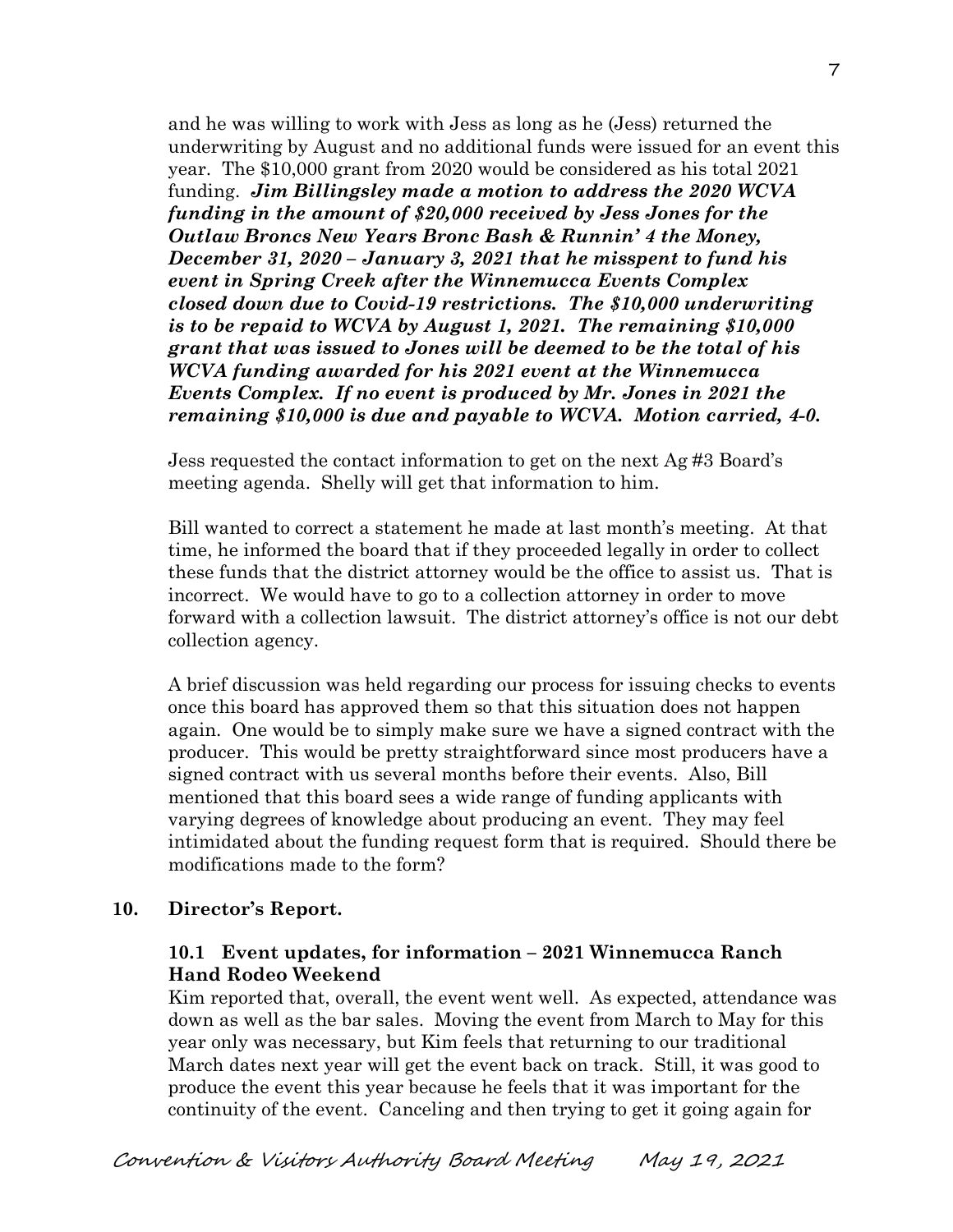and he was willing to work with Jess as long as he (Jess) returned the underwriting by August and no additional funds were issued for an event this year. The $10,000 grant from 2020 would be considered as his total 2021 funding. ***Jim Billingsley made a motion to address the 2020 WCVA funding in the amount of $20,000 received by Jess Jones for the Outlaw Broncs New Years Bronc Bash & Runnin' 4 the Money, December 31, 2020 – January 3, 2021 that he misspent to fund his event in Spring Creek after the Winnemucca Events Complex closed down due to Covid-19 restrictions. The $10,000 underwriting is to be repaid to WCVA by August 1, 2021. The remaining $10,000 grant that was issued to Jones will be deemed to be the total of his WCVA funding awarded for his 2021 event at the Winnemucca Events Complex. If no event is produced by Mr. Jones in 2021 the remaining $10,000 is due and payable to WCVA. Motion carried, 4-0.***

Jess requested the contact information to get on the next Ag #3 Board's meeting agenda. Shelly will get that information to him.

Bill wanted to correct a statement he made at last month's meeting. At that time, he informed the board that if they proceeded legally in order to collect these funds that the district attorney would be the office to assist us. That is incorrect. We would have to go to a collection attorney in order to move forward with a collection lawsuit. The district attorney's office is not our debt collection agency.

A brief discussion was held regarding our process for issuing checks to events once this board has approved them so that this situation does not happen again. One would be to simply make sure we have a signed contract with the producer. This would be pretty straightforward since most producers have a signed contract with us several months before their events. Also, Bill mentioned that this board sees a wide range of funding applicants with varying degrees of knowledge about producing an event. They may feel intimidated about the funding request form that is required. Should there be modifications made to the form?

**10. Director's Report.**

**10.1 Event updates, for information – 2021 Winnemucca Ranch Hand Rodeo Weekend**

Kim reported that, overall, the event went well. As expected, attendance was down as well as the bar sales. Moving the event from March to May for this year only was necessary, but Kim feels that returning to our traditional March dates next year will get the event back on track. Still, it was good to produce the event this year because he feels that it was important for the continuity of the event. Canceling and then trying to get it going again for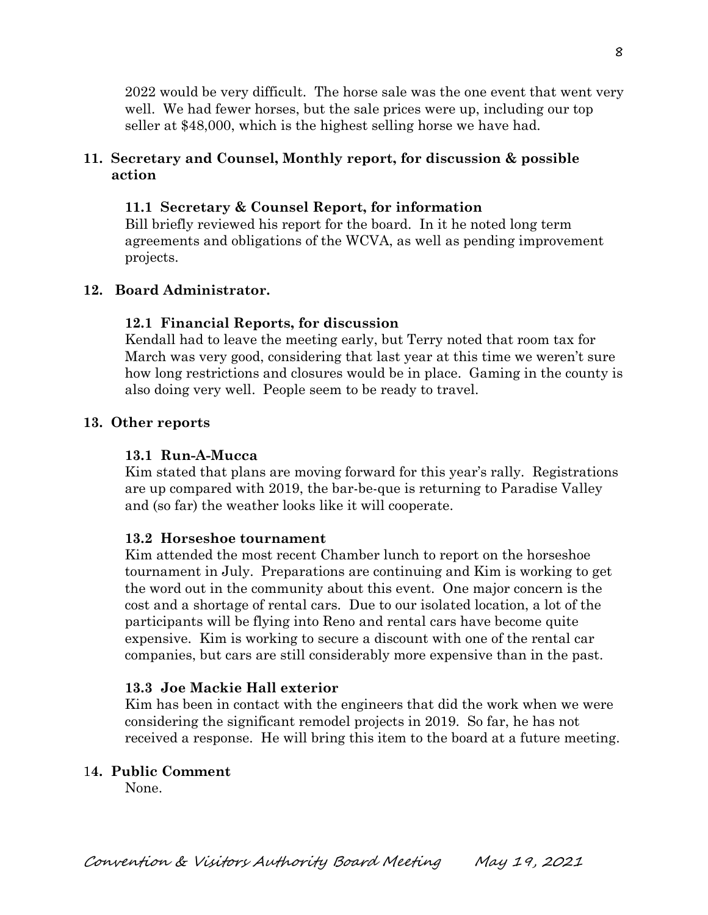2022 would be very difficult. The horse sale was the one event that went very well. We had fewer horses, but the sale prices were up, including our top seller at $48,000, which is the highest selling horse we have had.

**11. Secretary and Counsel, Monthly report, for discussion & possible action**

**11.1 Secretary & Counsel Report, for information**

Bill briefly reviewed his report for the board. In it he noted long term agreements and obligations of the WCVA, as well as pending improvement projects.

**12. Board Administrator.**

**12.1 Financial Reports, for discussion**

Kendall had to leave the meeting early, but Terry noted that room tax for March was very good, considering that last year at this time we weren't sure how long restrictions and closures would be in place. Gaming in the county is also doing very well. People seem to be ready to travel.

**13. Other reports**

**13.1 Run-A-Mucca**

Kim stated that plans are moving forward for this year's rally. Registrations are up compared with 2019, the bar-be-que is returning to Paradise Valley and (so far) the weather looks like it will cooperate.

**13.2 Horseshoe tournament**

Kim attended the most recent Chamber lunch to report on the horseshoe tournament in July. Preparations are continuing and Kim is working to get the word out in the community about this event. One major concern is the cost and a shortage of rental cars. Due to our isolated location, a lot of the participants will be flying into Reno and rental cars have become quite expensive. Kim is working to secure a discount with one of the rental car companies, but cars are still considerably more expensive than in the past.

**13.3 Joe Mackie Hall exterior**

Kim has been in contact with the engineers that did the work when we were considering the significant remodel projects in 2019. So far, he has not received a response. He will bring this item to the board at a future meeting.

**14. Public Comment**

None.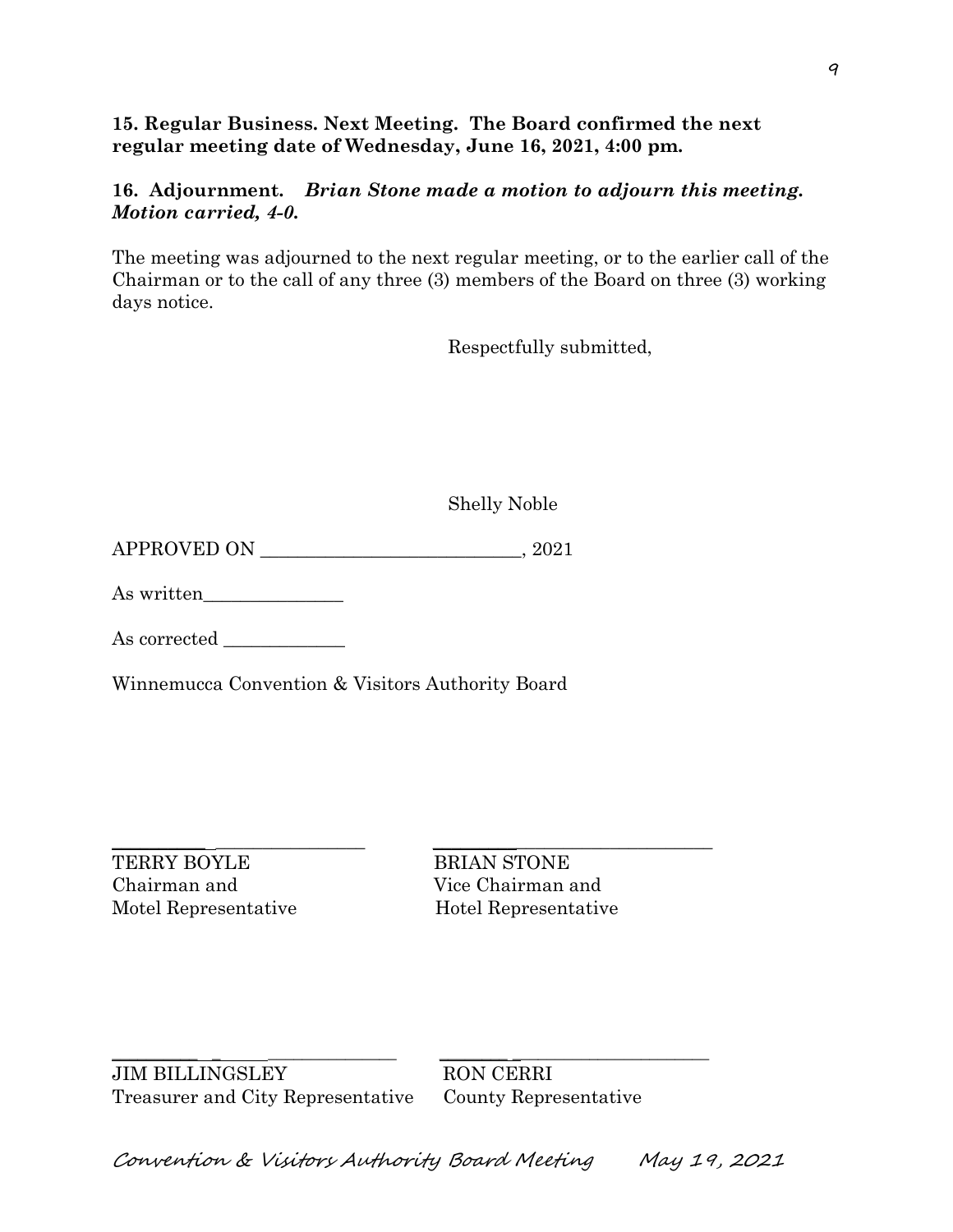**15. Regular Business. Next Meeting. The Board confirmed the next regular meeting date of Wednesday, June 16, 2021, 4:00 pm.**

**16. Adjournment.** ***Brian Stone made a motion to adjourn this meeting. Motion carried, 4-0.***

The meeting was adjourned to the next regular meeting, or to the earlier call of the Chairman or to the call of any three (3) members of the Board on three (3) working days notice.

Respectfully submitted,

Shelly Noble

APPROVED ON ____________________________, 2021

As written_______________

As corrected _____________

Winnemucca Convention & Visitors Authority Board

_____________________________ 
TERRY BOYLE
Chairman and
Motel Representative

_____________________________ 
BRIAN STONE
Vice Chairman and
Hotel Representative

_____________________________ 
JIM BILLINGSLEY
Treasurer and City Representative

_____________________________ 
RON CERRI
County Representative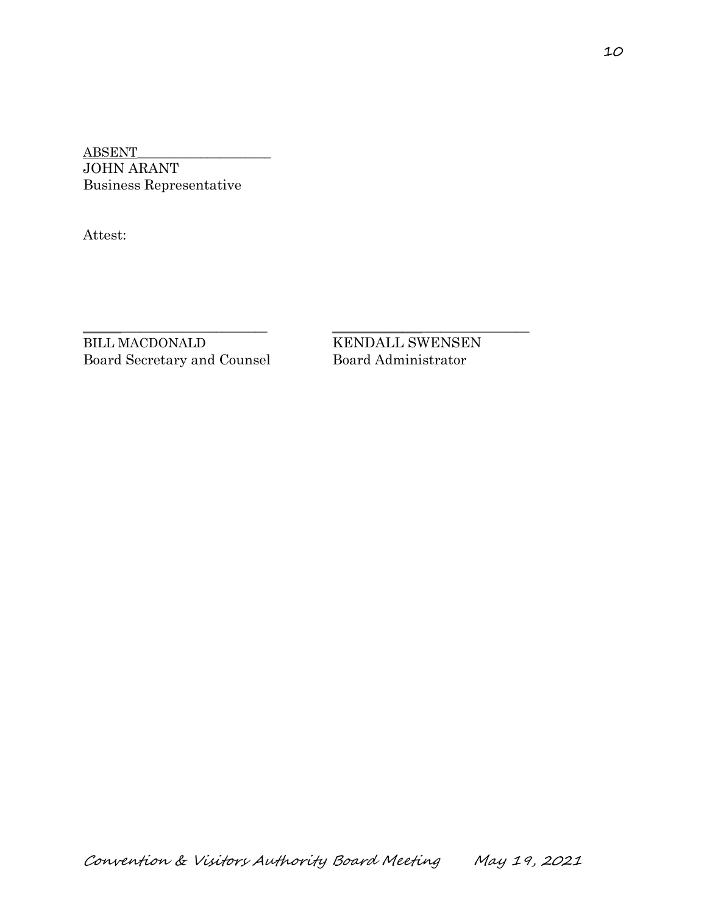ABSENT____________________
JOHN ARANT
Business Representative

Attest:

______________________________ ______________________________
BILL MACDONALD KENDALL SWENSEN
Board Secretary and Counsel Board Administrator